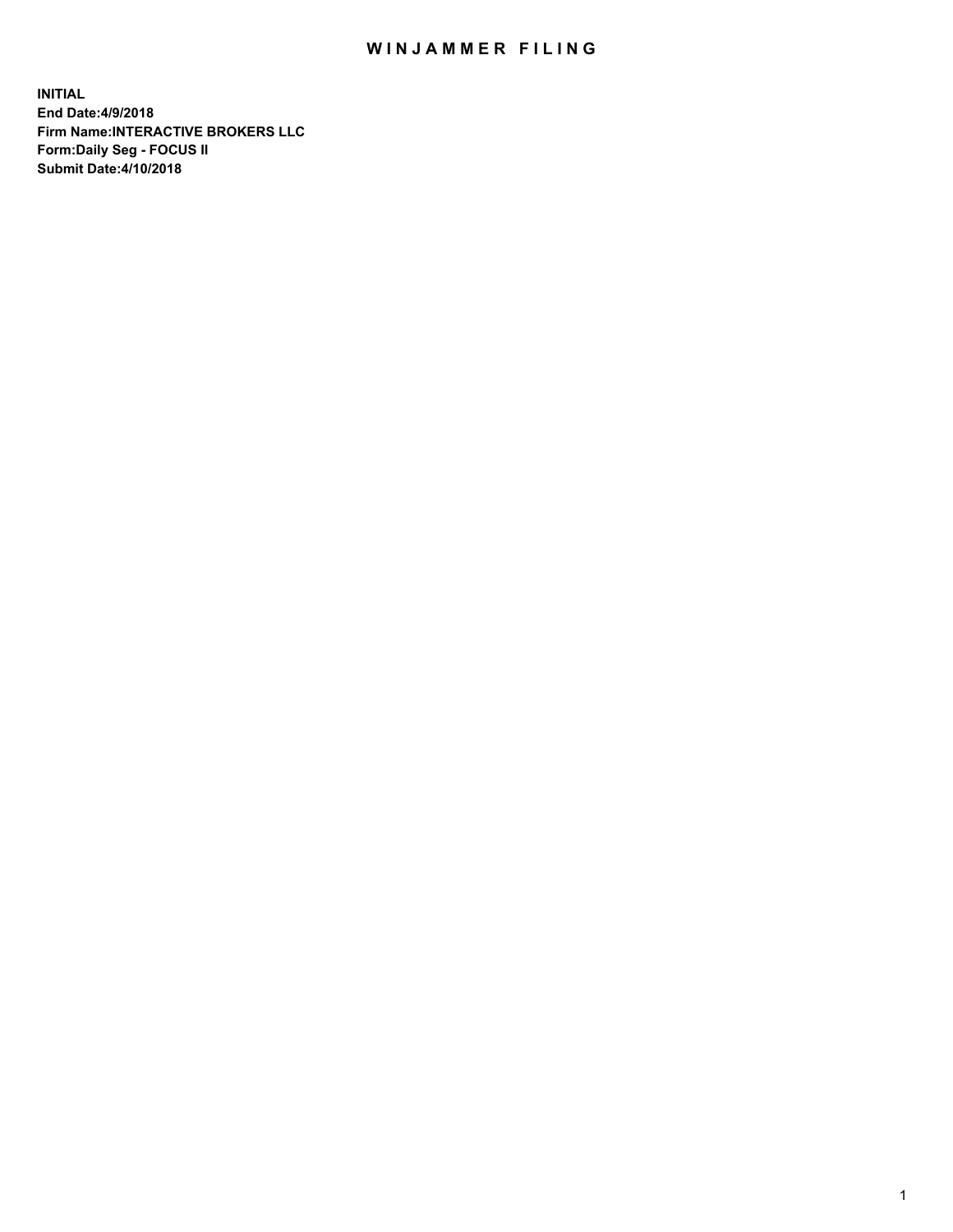# WINJAMMER FILING

**INITIAL**
**End Date:4/9/2018**
**Firm Name:INTERACTIVE BROKERS LLC**
**Form:Daily Seg - FOCUS II**
**Submit Date:4/10/2018**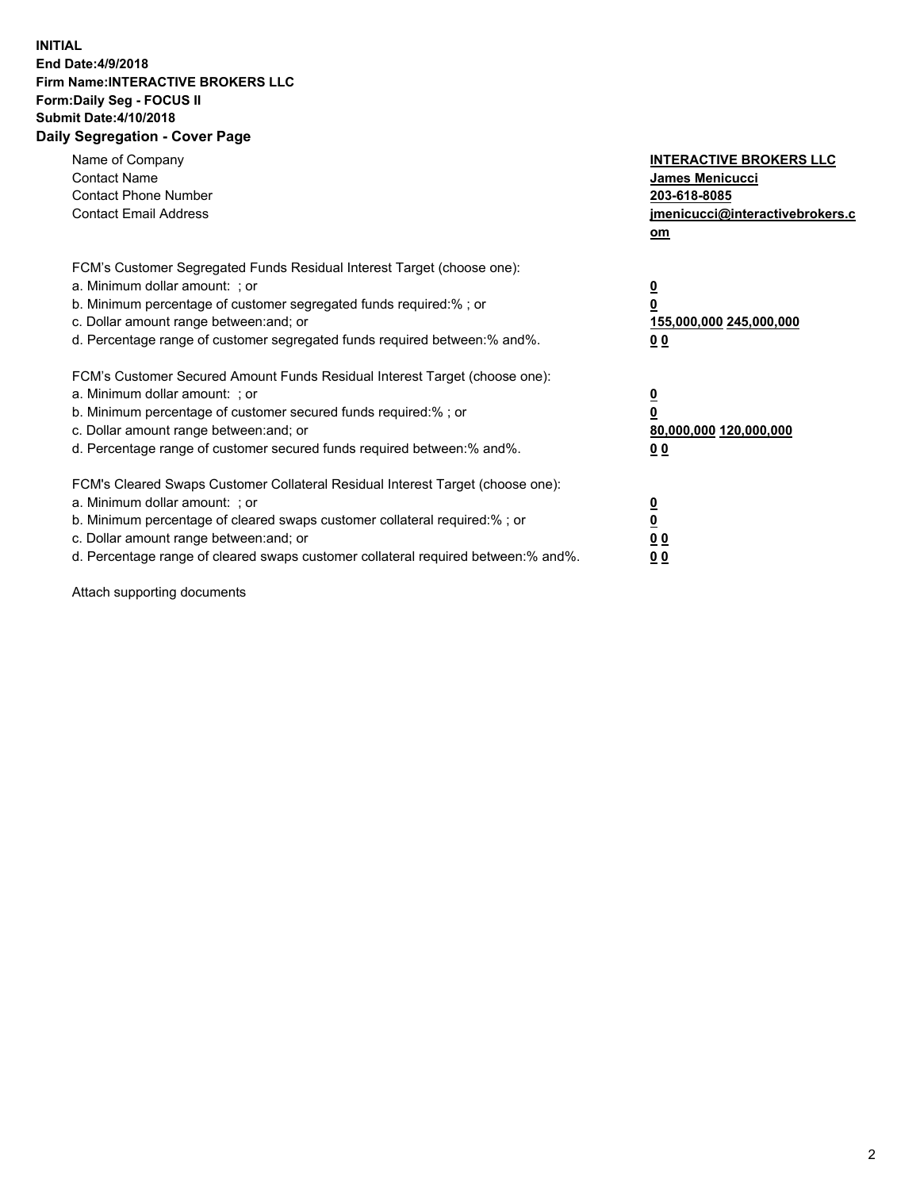**INITIAL**
**End Date:4/9/2018**
**Firm Name:INTERACTIVE BROKERS LLC**
**Form:Daily Seg - FOCUS II**
**Submit Date:4/10/2018**
**Daily Segregation - Cover Page**

| | |
|---|---|
| Name of Company | **INTERACTIVE BROKERS LLC** |
| Contact Name | **James Menicucci** |
| Contact Phone Number | **203-618-8085** |
| Contact Email Address | **jmenicucci@interactivebrokers.com** |

FCM's Customer Segregated Funds Residual Interest Target (choose one):

| | |
|---|---|
| a. Minimum dollar amount: ; or | **0** |
| b. Minimum percentage of customer segregated funds required:% ; or | **0** |
| c. Dollar amount range between:and; or | **155,000,000 245,000,000** |
| d. Percentage range of customer segregated funds required between:% and%. | **0 0** |

FCM's Customer Secured Amount Funds Residual Interest Target (choose one):

| | |
|---|---|
| a. Minimum dollar amount: ; or | **0** |
| b. Minimum percentage of customer secured funds required:% ; or | **0** |
| c. Dollar amount range between:and; or | **80,000,000 120,000,000** |
| d. Percentage range of customer secured funds required between:% and%. | **0 0** |

FCM's Cleared Swaps Customer Collateral Residual Interest Target (choose one):

| | |
|---|---|
| a. Minimum dollar amount: ; or | **0** |
| b. Minimum percentage of cleared swaps customer collateral required:% ; or | **0** |
| c. Dollar amount range between:and; or | **0 0** |
| d. Percentage range of cleared swaps customer collateral required between:% and%. | **0 0** |

Attach supporting documents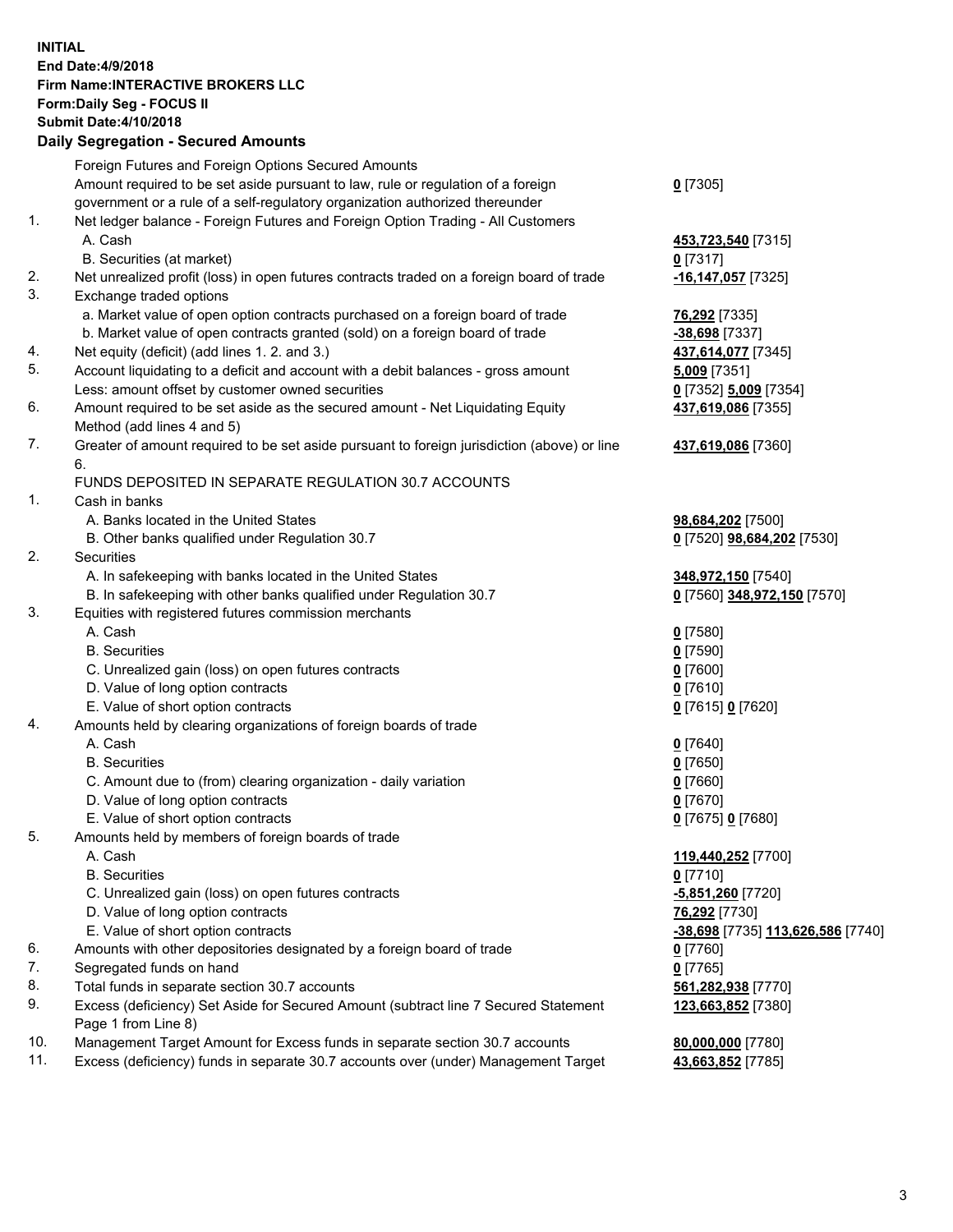**INITIAL**
**End Date:4/9/2018**
**Firm Name:INTERACTIVE BROKERS LLC**
**Form:Daily Seg - FOCUS II**
**Submit Date:4/10/2018**
**Daily Segregation - Secured Amounts**

| | | |
|---|---|---|
| | Foreign Futures and Foreign Options Secured Amounts | |
| | Amount required to be set aside pursuant to law, rule or regulation of a foreign government or a rule of a self-regulatory organization authorized thereunder | **0** [7305] |
| 1. | Net ledger balance - Foreign Futures and Foreign Option Trading - All Customers | |
| | A. Cash | **453,723,540** [7315] |
| | B. Securities (at market) | **0** [7317] |
| 2. | Net unrealized profit (loss) in open futures contracts traded on a foreign board of trade | **-16,147,057** [7325] |
| 3. | Exchange traded options | |
| | a. Market value of open option contracts purchased on a foreign board of trade | **76,292** [7335] |
| | b. Market value of open contracts granted (sold) on a foreign board of trade | **-38,698** [7337] |
| 4. | Net equity (deficit) (add lines 1. 2. and 3.) | **437,614,077** [7345] |
| 5. | Account liquidating to a deficit and account with a debit balances - gross amount | **5,009** [7351] |
| | Less: amount offset by customer owned securities | **0** [7352] **5,009** [7354] |
| 6. | Amount required to be set aside as the secured amount - Net Liquidating Equity Method (add lines 4 and 5) | **437,619,086** [7355] |
| 7. | Greater of amount required to be set aside pursuant to foreign jurisdiction (above) or line 6. | **437,619,086** [7360] |
| | FUNDS DEPOSITED IN SEPARATE REGULATION 30.7 ACCOUNTS | |
| 1. | Cash in banks | |
| | A. Banks located in the United States | **98,684,202** [7500] |
| | B. Other banks qualified under Regulation 30.7 | **0** [7520] **98,684,202** [7530] |
| 2. | Securities | |
| | A. In safekeeping with banks located in the United States | **348,972,150** [7540] |
| | B. In safekeeping with other banks qualified under Regulation 30.7 | **0** [7560] **348,972,150** [7570] |
| 3. | Equities with registered futures commission merchants | |
| | A. Cash | **0** [7580] |
| | B. Securities | **0** [7590] |
| | C. Unrealized gain (loss) on open futures contracts | **0** [7600] |
| | D. Value of long option contracts | **0** [7610] |
| | E. Value of short option contracts | **0** [7615] **0** [7620] |
| 4. | Amounts held by clearing organizations of foreign boards of trade | |
| | A. Cash | **0** [7640] |
| | B. Securities | **0** [7650] |
| | C. Amount due to (from) clearing organization - daily variation | **0** [7660] |
| | D. Value of long option contracts | **0** [7670] |
| | E. Value of short option contracts | **0** [7675] **0** [7680] |
| 5. | Amounts held by members of foreign boards of trade | |
| | A. Cash | **119,440,252** [7700] |
| | B. Securities | **0** [7710] |
| | C. Unrealized gain (loss) on open futures contracts | **-5,851,260** [7720] |
| | D. Value of long option contracts | **76,292** [7730] |
| | E. Value of short option contracts | **-38,698** [7735] **113,626,586** [7740] |
| 6. | Amounts with other depositories designated by a foreign board of trade | **0** [7760] |
| 7. | Segregated funds on hand | **0** [7765] |
| 8. | Total funds in separate section 30.7 accounts | **561,282,938** [7770] |
| 9. | Excess (deficiency) Set Aside for Secured Amount (subtract line 7 Secured Statement Page 1 from Line 8) | **123,663,852** [7380] |
| 10. | Management Target Amount for Excess funds in separate section 30.7 accounts | **80,000,000** [7780] |
| 11. | Excess (deficiency) funds in separate 30.7 accounts over (under) Management Target | **43,663,852** [7785] |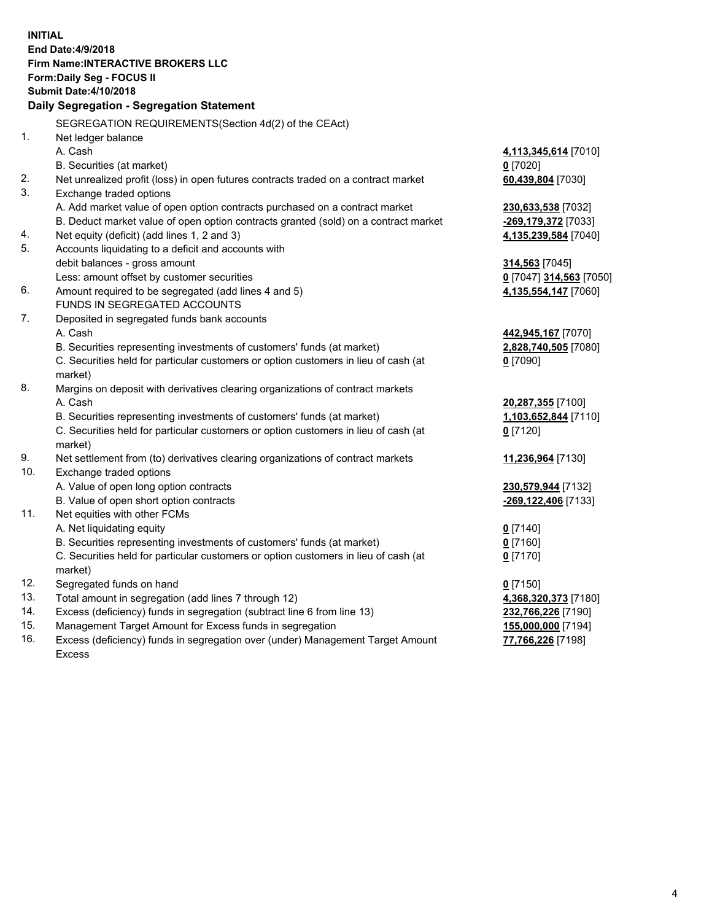**INITIAL**
**End Date:4/9/2018**
**Firm Name:INTERACTIVE BROKERS LLC**
**Form:Daily Seg - FOCUS II**
**Submit Date:4/10/2018**

## Daily Segregation - Segregation Statement

SEGREGATION REQUIREMENTS(Section 4d(2) of the CEAct)

| | | |
|---|---|---|
| 1. | Net ledger balance | |
| | A. Cash | **4,113,345,614** [7010] |
| | B. Securities (at market) | **0** [7020] |
| 2. | Net unrealized profit (loss) in open futures contracts traded on a contract market | **60,439,804** [7030] |
| 3. | Exchange traded options | |
| | A. Add market value of open option contracts purchased on a contract market | **230,633,538** [7032] |
| | B. Deduct market value of open option contracts granted (sold) on a contract market | **-269,179,372** [7033] |
| 4. | Net equity (deficit) (add lines 1, 2 and 3) | **4,135,239,584** [7040] |
| 5. | Accounts liquidating to a deficit and accounts with | |
| | debit balances - gross amount | **314,563** [7045] |
| | Less: amount offset by customer securities | **0** [7047] **314,563** [7050] |
| 6. | Amount required to be segregated (add lines 4 and 5) | **4,135,554,147** [7060] |
| | FUNDS IN SEGREGATED ACCOUNTS | |
| 7. | Deposited in segregated funds bank accounts | |
| | A. Cash | **442,945,167** [7070] |
| | B. Securities representing investments of customers' funds (at market) | **2,828,740,505** [7080] |
| | C. Securities held for particular customers or option customers in lieu of cash (at market) | **0** [7090] |
| 8. | Margins on deposit with derivatives clearing organizations of contract markets | |
| | A. Cash | **20,287,355** [7100] |
| | B. Securities representing investments of customers' funds (at market) | **1,103,652,844** [7110] |
| | C. Securities held for particular customers or option customers in lieu of cash (at market) | **0** [7120] |
| 9. | Net settlement from (to) derivatives clearing organizations of contract markets | **11,236,964** [7130] |
| 10. | Exchange traded options | |
| | A. Value of open long option contracts | **230,579,944** [7132] |
| | B. Value of open short option contracts | **-269,122,406** [7133] |
| 11. | Net equities with other FCMs | |
| | A. Net liquidating equity | **0** [7140] |
| | B. Securities representing investments of customers' funds (at market) | **0** [7160] |
| | C. Securities held for particular customers or option customers in lieu of cash (at market) | **0** [7170] |
| 12. | Segregated funds on hand | **0** [7150] |
| 13. | Total amount in segregation (add lines 7 through 12) | **4,368,320,373** [7180] |
| 14. | Excess (deficiency) funds in segregation (subtract line 6 from line 13) | **232,766,226** [7190] |
| 15. | Management Target Amount for Excess funds in segregation | **155,000,000** [7194] |
| 16. | Excess (deficiency) funds in segregation over (under) Management Target Amount Excess | **77,766,226** [7198] |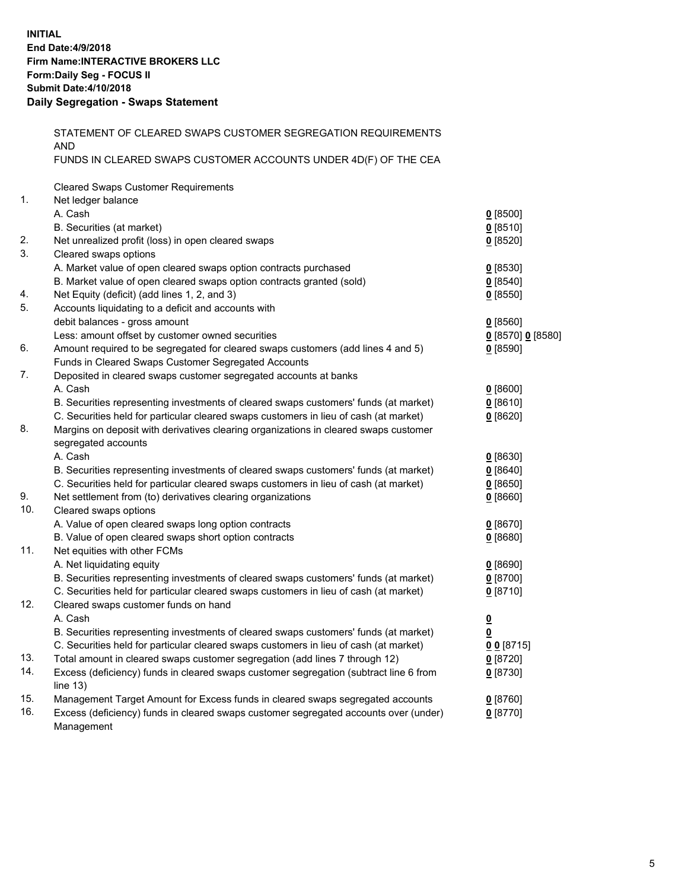**INITIAL**
**End Date:4/9/2018**
**Firm Name:INTERACTIVE BROKERS LLC**
**Form:Daily Seg - FOCUS II**
**Submit Date:4/10/2018**
**Daily Segregation - Swaps Statement**

STATEMENT OF CLEARED SWAPS CUSTOMER SEGREGATION REQUIREMENTS AND FUNDS IN CLEARED SWAPS CUSTOMER ACCOUNTS UNDER 4D(F) OF THE CEA

| | | |
|---|---|---|
| | Cleared Swaps Customer Requirements | |
| 1. | Net ledger balance | |
| | A. Cash | 0 [8500] |
| | B. Securities (at market) | 0 [8510] |
| 2. | Net unrealized profit (loss) in open cleared swaps | 0 [8520] |
| 3. | Cleared swaps options | |
| | A. Market value of open cleared swaps option contracts purchased | 0 [8530] |
| | B. Market value of open cleared swaps option contracts granted (sold) | 0 [8540] |
| 4. | Net Equity (deficit) (add lines 1, 2, and 3) | 0 [8550] |
| 5. | Accounts liquidating to a deficit and accounts with debit balances - gross amount | 0 [8560] |
| | Less: amount offset by customer owned securities | 0 [8570] 0 [8580] |
| 6. | Amount required to be segregated for cleared swaps customers (add lines 4 and 5) | 0 [8590] |
| | Funds in Cleared Swaps Customer Segregated Accounts | |
| 7. | Deposited in cleared swaps customer segregated accounts at banks | |
| | A. Cash | 0 [8600] |
| | B. Securities representing investments of cleared swaps customers' funds (at market) | 0 [8610] |
| | C. Securities held for particular cleared swaps customers in lieu of cash (at market) | 0 [8620] |
| 8. | Margins on deposit with derivatives clearing organizations in cleared swaps customer segregated accounts | |
| | A. Cash | 0 [8630] |
| | B. Securities representing investments of cleared swaps customers' funds (at market) | 0 [8640] |
| | C. Securities held for particular cleared swaps customers in lieu of cash (at market) | 0 [8650] |
| 9. | Net settlement from (to) derivatives clearing organizations | 0 [8660] |
| 10. | Cleared swaps options | |
| | A. Value of open cleared swaps long option contracts | 0 [8670] |
| | B. Value of open cleared swaps short option contracts | 0 [8680] |
| 11. | Net equities with other FCMs | |
| | A. Net liquidating equity | 0 [8690] |
| | B. Securities representing investments of cleared swaps customers' funds (at market) | 0 [8700] |
| | C. Securities held for particular cleared swaps customers in lieu of cash (at market) | 0 [8710] |
| 12. | Cleared swaps customer funds on hand | |
| | A. Cash | 0 |
| | B. Securities representing investments of cleared swaps customers' funds (at market) | 0 |
| | C. Securities held for particular cleared swaps customers in lieu of cash (at market) | 0 0 [8715] |
| 13. | Total amount in cleared swaps customer segregation (add lines 7 through 12) | 0 [8720] |
| 14. | Excess (deficiency) funds in cleared swaps customer segregation (subtract line 6 from line 13) | 0 [8730] |
| 15. | Management Target Amount for Excess funds in cleared swaps segregated accounts | 0 [8760] |
| 16. | Excess (deficiency) funds in cleared swaps customer segregated accounts over (under) Management | 0 [8770] |